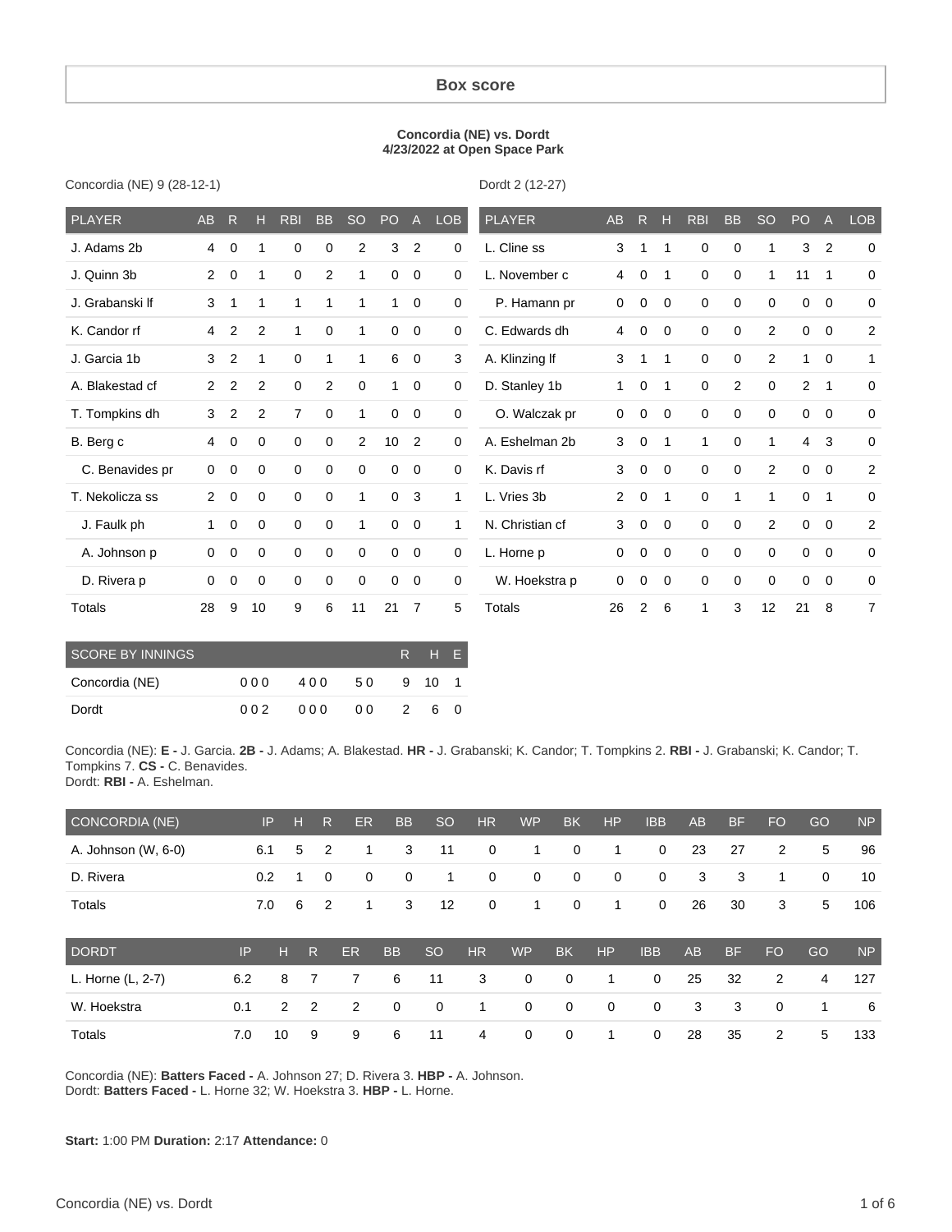# Box score

**Concordia (NE) vs. Dordt**
**4/23/2022 at Open Space Park**

Concordia (NE) 9 (28-12-1)

| PLAYER | AB | R | H | RBI | BB | SO | PO | A | LOB |
|---|---|---|---|---|---|---|---|---|---|
| J. Adams 2b | 4 | 0 | 1 | 0 | 0 | 2 | 3 | 2 | 0 |
| J. Quinn 3b | 2 | 0 | 1 | 0 | 2 | 1 | 0 | 0 | 0 |
| J. Grabanski lf | 3 | 1 | 1 | 1 | 1 | 1 | 1 | 0 | 0 |
| K. Candor rf | 4 | 2 | 2 | 1 | 0 | 1 | 0 | 0 | 0 |
| J. Garcia 1b | 3 | 2 | 1 | 0 | 1 | 1 | 6 | 0 | 3 |
| A. Blakestad cf | 2 | 2 | 2 | 0 | 2 | 0 | 1 | 0 | 0 |
| T. Tompkins dh | 3 | 2 | 2 | 7 | 0 | 1 | 0 | 0 | 0 |
| B. Berg c | 4 | 0 | 0 | 0 | 0 | 2 | 10 | 2 | 0 |
| C. Benavides pr | 0 | 0 | 0 | 0 | 0 | 0 | 0 | 0 | 0 |
| T. Nekolicza ss | 2 | 0 | 0 | 0 | 0 | 1 | 0 | 3 | 1 |
| J. Faulk ph | 1 | 0 | 0 | 0 | 0 | 1 | 0 | 0 | 1 |
| A. Johnson p | 0 | 0 | 0 | 0 | 0 | 0 | 0 | 0 | 0 |
| D. Rivera p | 0 | 0 | 0 | 0 | 0 | 0 | 0 | 0 | 0 |
| Totals | 28 | 9 | 10 | 9 | 6 | 11 | 21 | 7 | 5 |

Dordt 2 (12-27)

| PLAYER | AB | R | H | RBI | BB | SO | PO | A | LOB |
|---|---|---|---|---|---|---|---|---|---|
| L. Cline ss | 3 | 1 | 1 | 0 | 0 | 1 | 3 | 2 | 0 |
| L. November c | 4 | 0 | 1 | 0 | 0 | 1 | 11 | 1 | 0 |
| P. Hamann pr | 0 | 0 | 0 | 0 | 0 | 0 | 0 | 0 | 0 |
| C. Edwards dh | 4 | 0 | 0 | 0 | 0 | 2 | 0 | 0 | 2 |
| A. Klinzing lf | 3 | 1 | 1 | 0 | 0 | 2 | 1 | 0 | 1 |
| D. Stanley 1b | 1 | 0 | 1 | 0 | 2 | 0 | 2 | 1 | 0 |
| O. Walczak pr | 0 | 0 | 0 | 0 | 0 | 0 | 0 | 0 | 0 |
| A. Eshelman 2b | 3 | 0 | 1 | 1 | 0 | 1 | 4 | 3 | 0 |
| K. Davis rf | 3 | 0 | 0 | 0 | 0 | 2 | 0 | 0 | 2 |
| L. Vries 3b | 2 | 0 | 1 | 0 | 1 | 1 | 0 | 1 | 0 |
| N. Christian cf | 3 | 0 | 0 | 0 | 0 | 2 | 0 | 0 | 2 |
| L. Horne p | 0 | 0 | 0 | 0 | 0 | 0 | 0 | 0 | 0 |
| W. Hoekstra p | 0 | 0 | 0 | 0 | 0 | 0 | 0 | 0 | 0 |
| Totals | 26 | 2 | 6 | 1 | 3 | 12 | 21 | 8 | 7 |

| SCORE BY INNINGS | | | | R | H | E |
|---|---|---|---|---|---|---|
| Concordia (NE) | 000 | 400 | 50 | 9 | 10 | 1 |
| Dordt | 002 | 000 | 00 | 2 | 6 | 0 |

Concordia (NE): **E -** J. Garcia. **2B -** J. Adams; A. Blakestad. **HR -** J. Grabanski; K. Candor; T. Tompkins 2. **RBI -** J. Grabanski; K. Candor; T. Tompkins 7. **CS -** C. Benavides.
Dordt: **RBI -** A. Eshelman.

| CONCORDIA (NE) | IP | H | R | ER | BB | SO | HR | WP | BK | HP | IBB | AB | BF | FO | GO | NP |
|---|---|---|---|---|---|---|---|---|---|---|---|---|---|---|---|---|
| A. Johnson (W, 6-0) | 6.1 | 5 | 2 | 1 | 3 | 11 | 0 | 1 | 0 | 1 | 0 | 23 | 27 | 2 | 5 | 96 |
| D. Rivera | 0.2 | 1 | 0 | 0 | 0 | 1 | 0 | 0 | 0 | 0 | 0 | 3 | 3 | 1 | 0 | 10 |
| Totals | 7.0 | 6 | 2 | 1 | 3 | 12 | 0 | 1 | 0 | 1 | 0 | 26 | 30 | 3 | 5 | 106 |

| DORDT | IP | H | R | ER | BB | SO | HR | WP | BK | HP | IBB | AB | BF | FO | GO | NP |
|---|---|---|---|---|---|---|---|---|---|---|---|---|---|---|---|---|
| L. Horne (L, 2-7) | 6.2 | 8 | 7 | 7 | 6 | 11 | 3 | 0 | 0 | 1 | 0 | 25 | 32 | 2 | 4 | 127 |
| W. Hoekstra | 0.1 | 2 | 2 | 2 | 0 | 0 | 1 | 0 | 0 | 0 | 0 | 3 | 3 | 0 | 1 | 6 |
| Totals | 7.0 | 10 | 9 | 9 | 6 | 11 | 4 | 0 | 0 | 1 | 0 | 28 | 35 | 2 | 5 | 133 |

Concordia (NE): **Batters Faced -** A. Johnson 27; D. Rivera 3. **HBP -** A. Johnson.
Dordt: **Batters Faced -** L. Horne 32; W. Hoekstra 3. **HBP -** L. Horne.

**Start:** 1:00 PM **Duration:** 2:17 **Attendance:** 0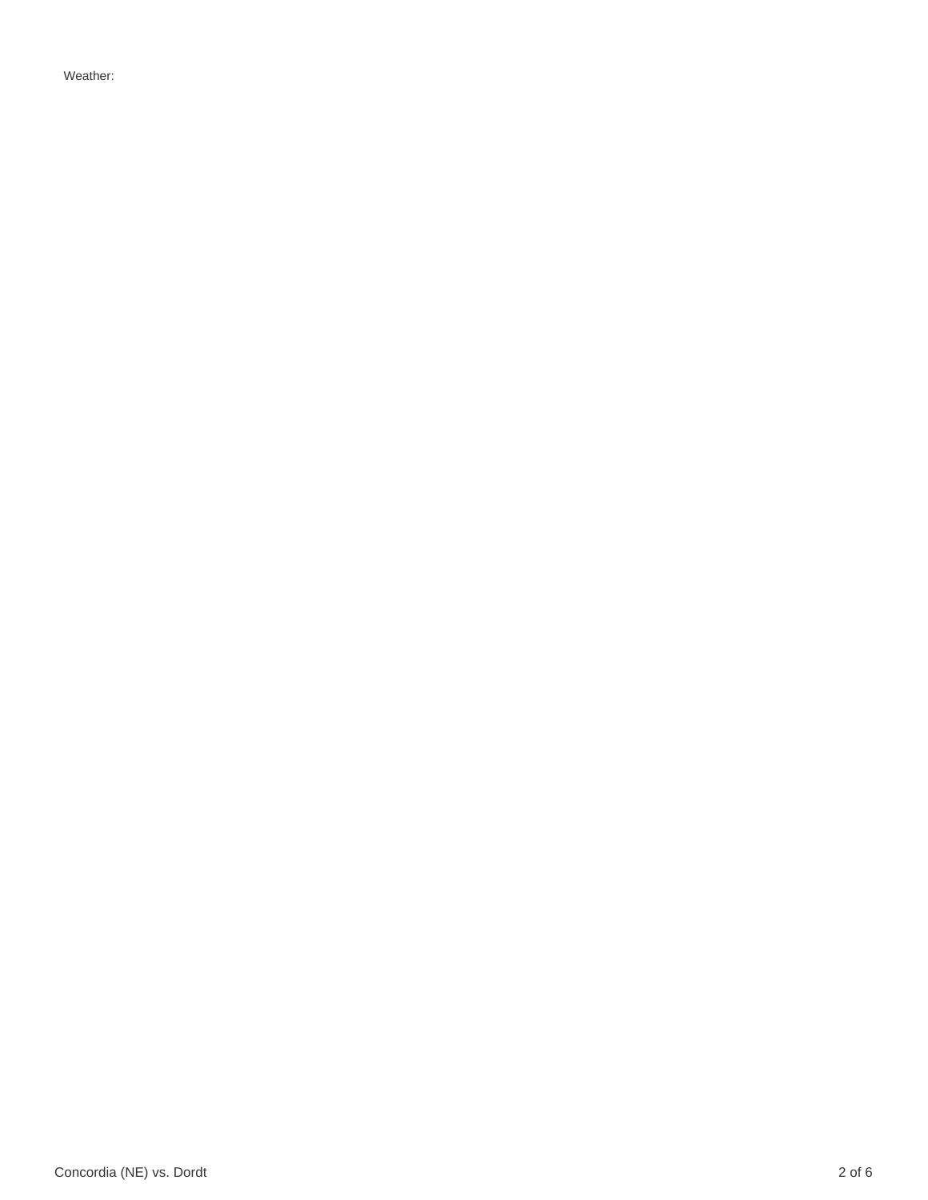Weather: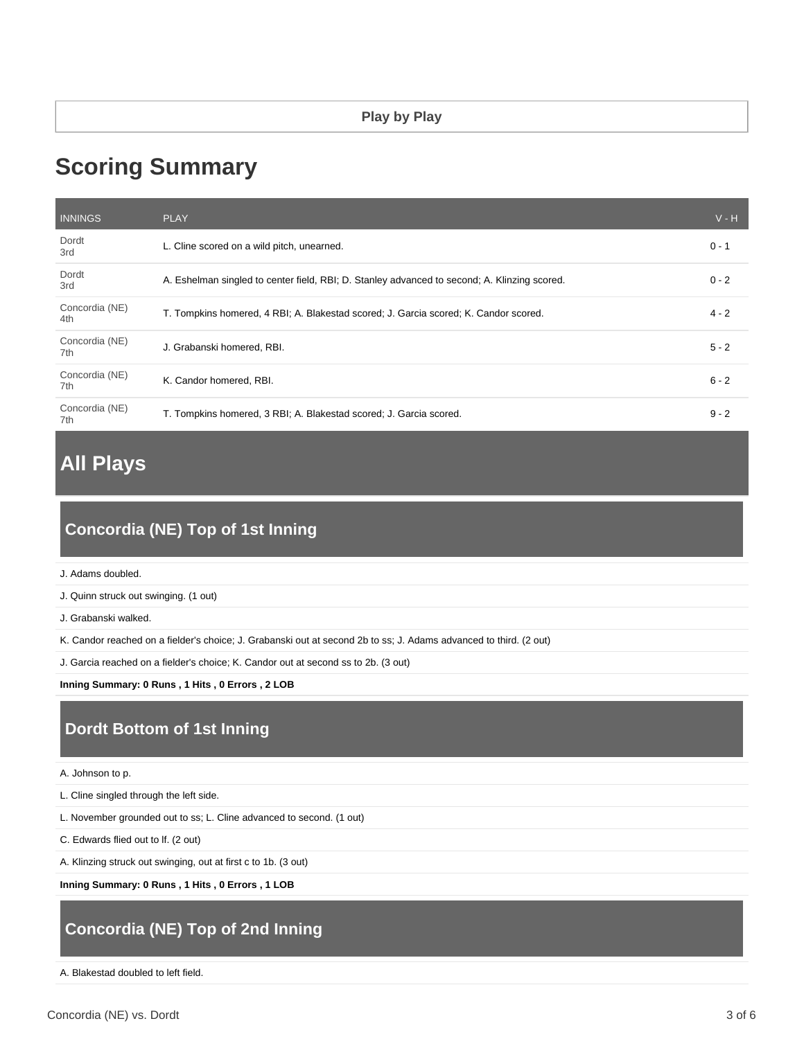**Play by Play**

# Scoring Summary

| INNINGS | PLAY | V - H |
| --- | --- | --- |
| Dordt 3rd | L. Cline scored on a wild pitch, unearned. | 0 - 1 |
| Dordt 3rd | A. Eshelman singled to center field, RBI; D. Stanley advanced to second; A. Klinzing scored. | 0 - 2 |
| Concordia (NE) 4th | T. Tompkins homered, 4 RBI; A. Blakestad scored; J. Garcia scored; K. Candor scored. | 4 - 2 |
| Concordia (NE) 7th | J. Grabanski homered, RBI. | 5 - 2 |
| Concordia (NE) 7th | K. Candor homered, RBI. | 6 - 2 |
| Concordia (NE) 7th | T. Tompkins homered, 3 RBI; A. Blakestad scored; J. Garcia scored. | 9 - 2 |

# All Plays

## Concordia (NE) Top of 1st Inning

J. Adams doubled.

J. Quinn struck out swinging. (1 out)

J. Grabanski walked.

K. Candor reached on a fielder's choice; J. Grabanski out at second 2b to ss; J. Adams advanced to third. (2 out)

J. Garcia reached on a fielder's choice; K. Candor out at second ss to 2b. (3 out)

**Inning Summary: 0 Runs , 1 Hits , 0 Errors , 2 LOB**

## Dordt Bottom of 1st Inning

A. Johnson to p.

L. Cline singled through the left side.

L. November grounded out to ss; L. Cline advanced to second. (1 out)

C. Edwards flied out to lf. (2 out)

A. Klinzing struck out swinging, out at first c to 1b. (3 out)

**Inning Summary: 0 Runs , 1 Hits , 0 Errors , 1 LOB**

## Concordia (NE) Top of 2nd Inning

A. Blakestad doubled to left field.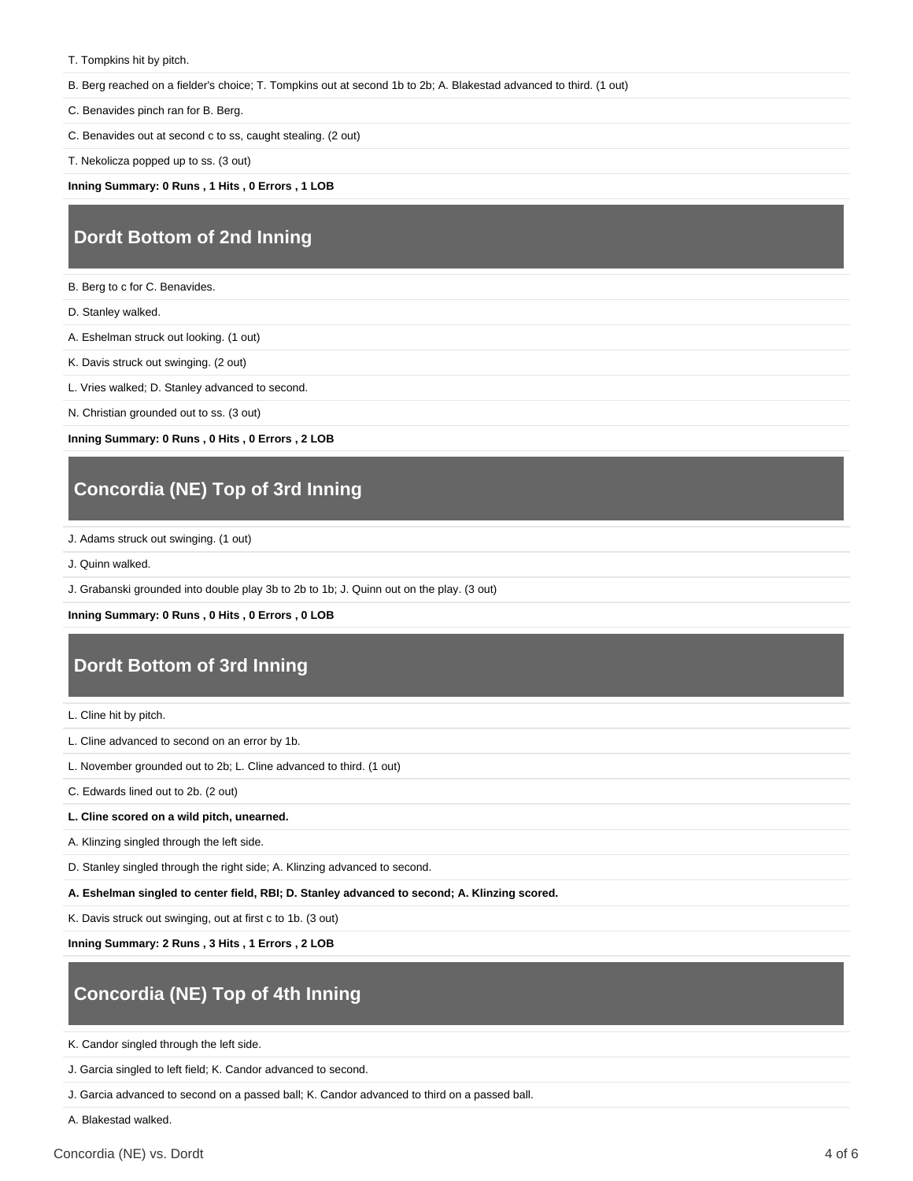T. Tompkins hit by pitch.

B. Berg reached on a fielder's choice; T. Tompkins out at second 1b to 2b; A. Blakestad advanced to third. (1 out)

C. Benavides pinch ran for B. Berg.

C. Benavides out at second c to ss, caught stealing. (2 out)

T. Nekolicza popped up to ss. (3 out)

**Inning Summary: 0 Runs , 1 Hits , 0 Errors , 1 LOB**

## Dordt Bottom of 2nd Inning

B. Berg to c for C. Benavides.

D. Stanley walked.

A. Eshelman struck out looking. (1 out)

K. Davis struck out swinging. (2 out)

L. Vries walked; D. Stanley advanced to second.

N. Christian grounded out to ss. (3 out)

**Inning Summary: 0 Runs , 0 Hits , 0 Errors , 2 LOB**

## Concordia (NE) Top of 3rd Inning

J. Adams struck out swinging. (1 out)

J. Quinn walked.

J. Grabanski grounded into double play 3b to 2b to 1b; J. Quinn out on the play. (3 out)

**Inning Summary: 0 Runs , 0 Hits , 0 Errors , 0 LOB**

## Dordt Bottom of 3rd Inning

L. Cline hit by pitch.

L. Cline advanced to second on an error by 1b.

L. November grounded out to 2b; L. Cline advanced to third. (1 out)

C. Edwards lined out to 2b. (2 out)

**L. Cline scored on a wild pitch, unearned.**

A. Klinzing singled through the left side.

D. Stanley singled through the right side; A. Klinzing advanced to second.

**A. Eshelman singled to center field, RBI; D. Stanley advanced to second; A. Klinzing scored.**

K. Davis struck out swinging, out at first c to 1b. (3 out)

**Inning Summary: 2 Runs , 3 Hits , 1 Errors , 2 LOB**

## Concordia (NE) Top of 4th Inning

K. Candor singled through the left side.

J. Garcia singled to left field; K. Candor advanced to second.

J. Garcia advanced to second on a passed ball; K. Candor advanced to third on a passed ball.

A. Blakestad walked.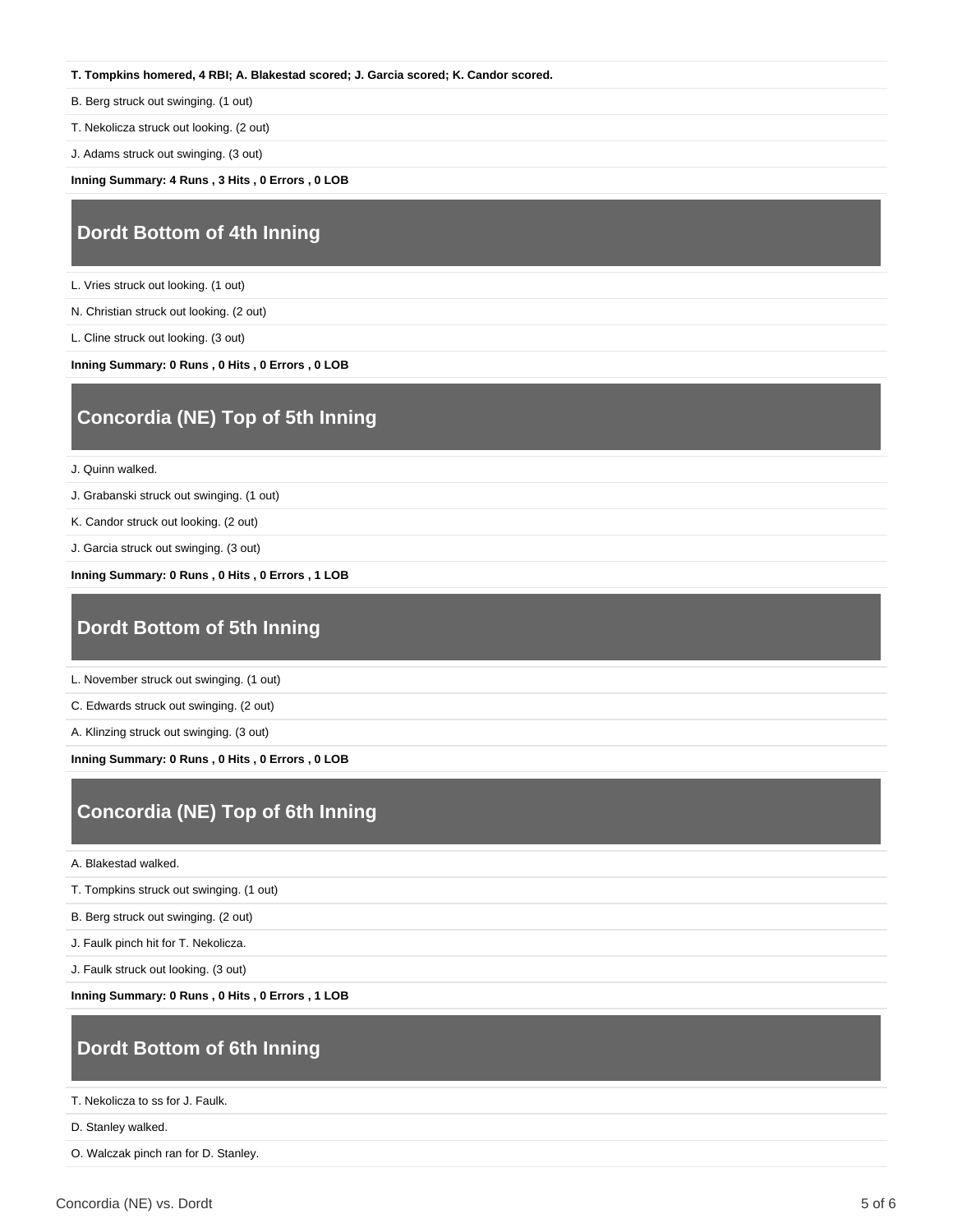**T. Tompkins homered, 4 RBI; A. Blakestad scored; J. Garcia scored; K. Candor scored.**

B. Berg struck out swinging. (1 out)

T. Nekolicza struck out looking. (2 out)

J. Adams struck out swinging. (3 out)

**Inning Summary: 4 Runs , 3 Hits , 0 Errors , 0 LOB**

## Dordt Bottom of 4th Inning

L. Vries struck out looking. (1 out)

N. Christian struck out looking. (2 out)

L. Cline struck out looking. (3 out)

**Inning Summary: 0 Runs , 0 Hits , 0 Errors , 0 LOB**

## Concordia (NE) Top of 5th Inning

J. Quinn walked.

J. Grabanski struck out swinging. (1 out)

K. Candor struck out looking. (2 out)

J. Garcia struck out swinging. (3 out)

**Inning Summary: 0 Runs , 0 Hits , 0 Errors , 1 LOB**

## Dordt Bottom of 5th Inning

L. November struck out swinging. (1 out)

C. Edwards struck out swinging. (2 out)

A. Klinzing struck out swinging. (3 out)

**Inning Summary: 0 Runs , 0 Hits , 0 Errors , 0 LOB**

## Concordia (NE) Top of 6th Inning

A. Blakestad walked.

T. Tompkins struck out swinging. (1 out)

B. Berg struck out swinging. (2 out)

J. Faulk pinch hit for T. Nekolicza.

J. Faulk struck out looking. (3 out)

**Inning Summary: 0 Runs , 0 Hits , 0 Errors , 1 LOB**

## Dordt Bottom of 6th Inning

T. Nekolicza to ss for J. Faulk.

D. Stanley walked.

O. Walczak pinch ran for D. Stanley.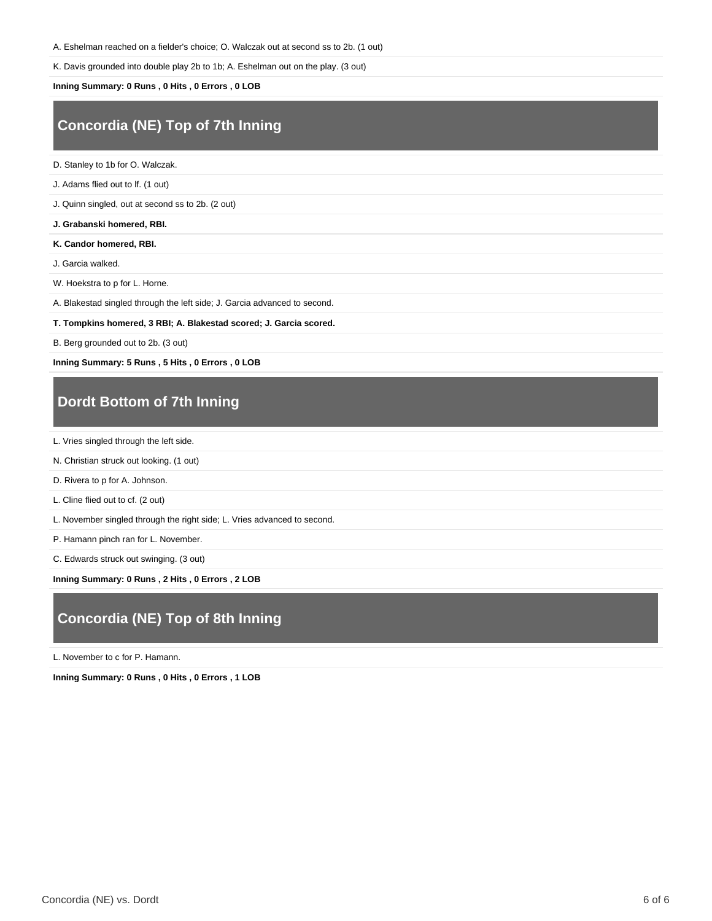A. Eshelman reached on a fielder's choice; O. Walczak out at second ss to 2b. (1 out)

K. Davis grounded into double play 2b to 1b; A. Eshelman out on the play. (3 out)

**Inning Summary: 0 Runs , 0 Hits , 0 Errors , 0 LOB**

## Concordia (NE) Top of 7th Inning

D. Stanley to 1b for O. Walczak.

J. Adams flied out to lf. (1 out)

J. Quinn singled, out at second ss to 2b. (2 out)

**J. Grabanski homered, RBI.**

**K. Candor homered, RBI.**

J. Garcia walked.

W. Hoekstra to p for L. Horne.

A. Blakestad singled through the left side; J. Garcia advanced to second.

**T. Tompkins homered, 3 RBI; A. Blakestad scored; J. Garcia scored.**

B. Berg grounded out to 2b. (3 out)

**Inning Summary: 5 Runs , 5 Hits , 0 Errors , 0 LOB**

## Dordt Bottom of 7th Inning

L. Vries singled through the left side.

N. Christian struck out looking. (1 out)

D. Rivera to p for A. Johnson.

L. Cline flied out to cf. (2 out)

L. November singled through the right side; L. Vries advanced to second.

P. Hamann pinch ran for L. November.

C. Edwards struck out swinging. (3 out)

**Inning Summary: 0 Runs , 2 Hits , 0 Errors , 2 LOB**

## Concordia (NE) Top of 8th Inning

L. November to c for P. Hamann.

**Inning Summary: 0 Runs , 0 Hits , 0 Errors , 1 LOB**